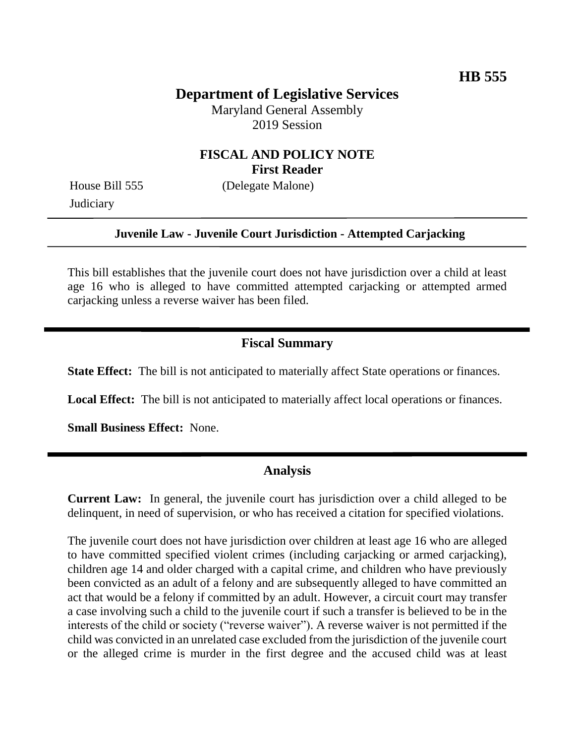**HB 555**

# Department of Legislative Services

Maryland General Assembly
2019 Session

## FISCAL AND POLICY NOTE
**First Reader**

House Bill 555 (Delegate Malone)
Judiciary

**Juvenile Law - Juvenile Court Jurisdiction - Attempted Carjacking**

This bill establishes that the juvenile court does not have jurisdiction over a child at least age 16 who is alleged to have committed attempted carjacking or attempted armed carjacking unless a reverse waiver has been filed.

## Fiscal Summary

**State Effect:** The bill is not anticipated to materially affect State operations or finances.

**Local Effect:** The bill is not anticipated to materially affect local operations or finances.

**Small Business Effect:** None.

## Analysis

**Current Law:** In general, the juvenile court has jurisdiction over a child alleged to be delinquent, in need of supervision, or who has received a citation for specified violations.

The juvenile court does not have jurisdiction over children at least age 16 who are alleged to have committed specified violent crimes (including carjacking or armed carjacking), children age 14 and older charged with a capital crime, and children who have previously been convicted as an adult of a felony and are subsequently alleged to have committed an act that would be a felony if committed by an adult. However, a circuit court may transfer a case involving such a child to the juvenile court if such a transfer is believed to be in the interests of the child or society ("reverse waiver"). A reverse waiver is not permitted if the child was convicted in an unrelated case excluded from the jurisdiction of the juvenile court or the alleged crime is murder in the first degree and the accused child was at least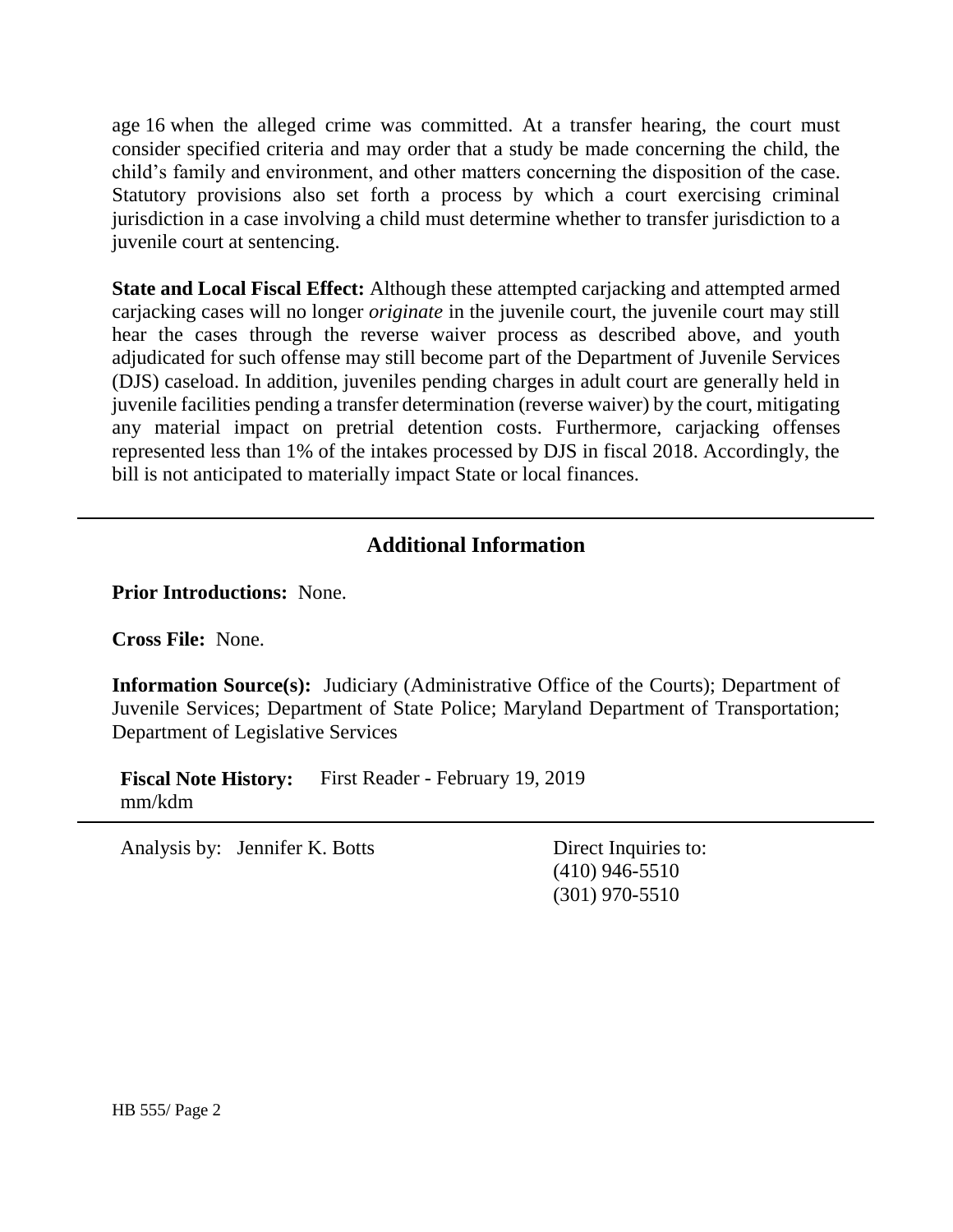age 16 when the alleged crime was committed. At a transfer hearing, the court must consider specified criteria and may order that a study be made concerning the child, the child's family and environment, and other matters concerning the disposition of the case. Statutory provisions also set forth a process by which a court exercising criminal jurisdiction in a case involving a child must determine whether to transfer jurisdiction to a juvenile court at sentencing.

**State and Local Fiscal Effect:** Although these attempted carjacking and attempted armed carjacking cases will no longer *originate* in the juvenile court, the juvenile court may still hear the cases through the reverse waiver process as described above, and youth adjudicated for such offense may still become part of the Department of Juvenile Services (DJS) caseload. In addition, juveniles pending charges in adult court are generally held in juvenile facilities pending a transfer determination (reverse waiver) by the court, mitigating any material impact on pretrial detention costs. Furthermore, carjacking offenses represented less than 1% of the intakes processed by DJS in fiscal 2018. Accordingly, the bill is not anticipated to materially impact State or local finances.

---

## Additional Information

**Prior Introductions:** None.

**Cross File:** None.

**Information Source(s):** Judiciary (Administrative Office of the Courts); Department of Juvenile Services; Department of State Police; Maryland Department of Transportation; Department of Legislative Services

**Fiscal Note History:** First Reader - February 19, 2019
mm/kdm

---

Analysis by: Jennifer K. Botts

Direct Inquiries to:
(410) 946-5510
(301) 970-5510